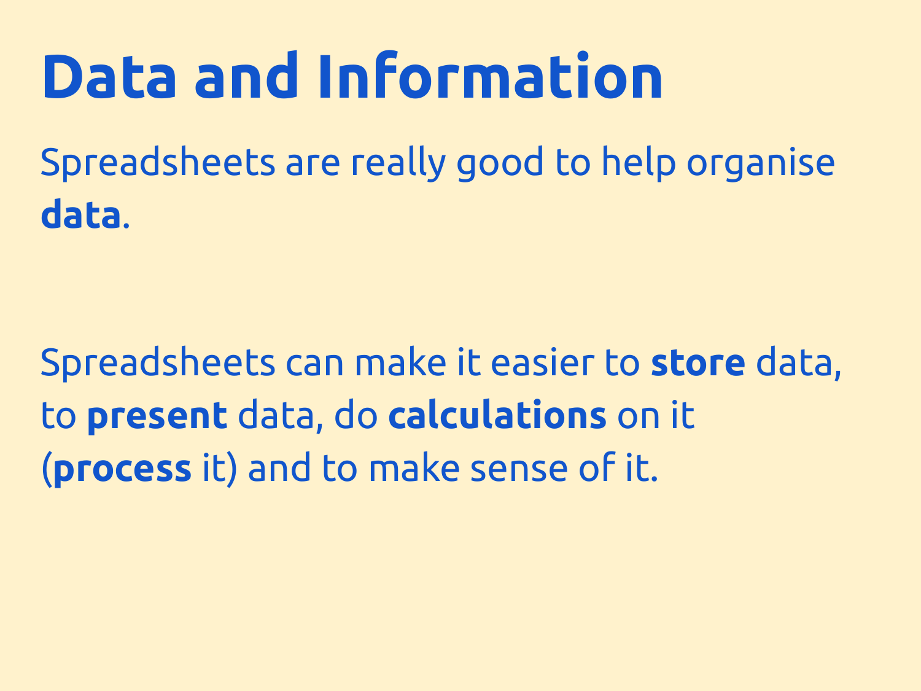# Data and Information

Spreadsheets are really good to help organise **data**.

Spreadsheets can make it easier to **store** data, to **present** data, do **calculations** on it (**process** it) and to make sense of it.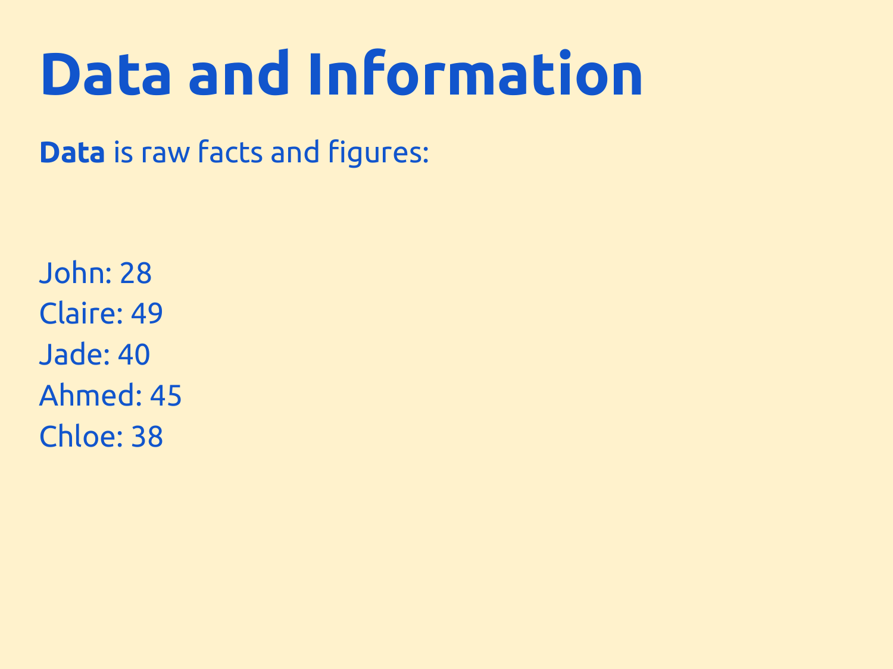# Data and Information

**Data** is raw facts and figures:

John: 28
Claire: 49
Jade: 40
Ahmed: 45
Chloe: 38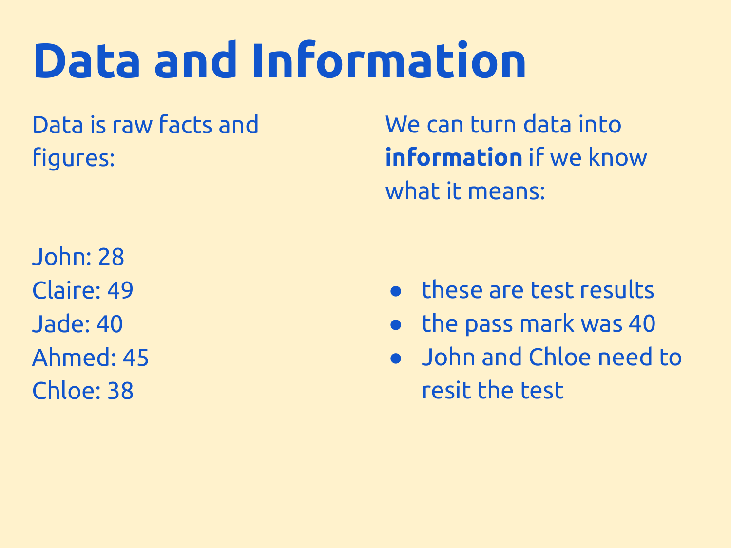# Data and Information

Data is raw facts and figures:

John: 28
Claire: 49
Jade: 40
Ahmed: 45
Chloe: 38

We can turn data into **information** if we know what it means:

- these are test results
- the pass mark was 40
- John and Chloe need to resit the test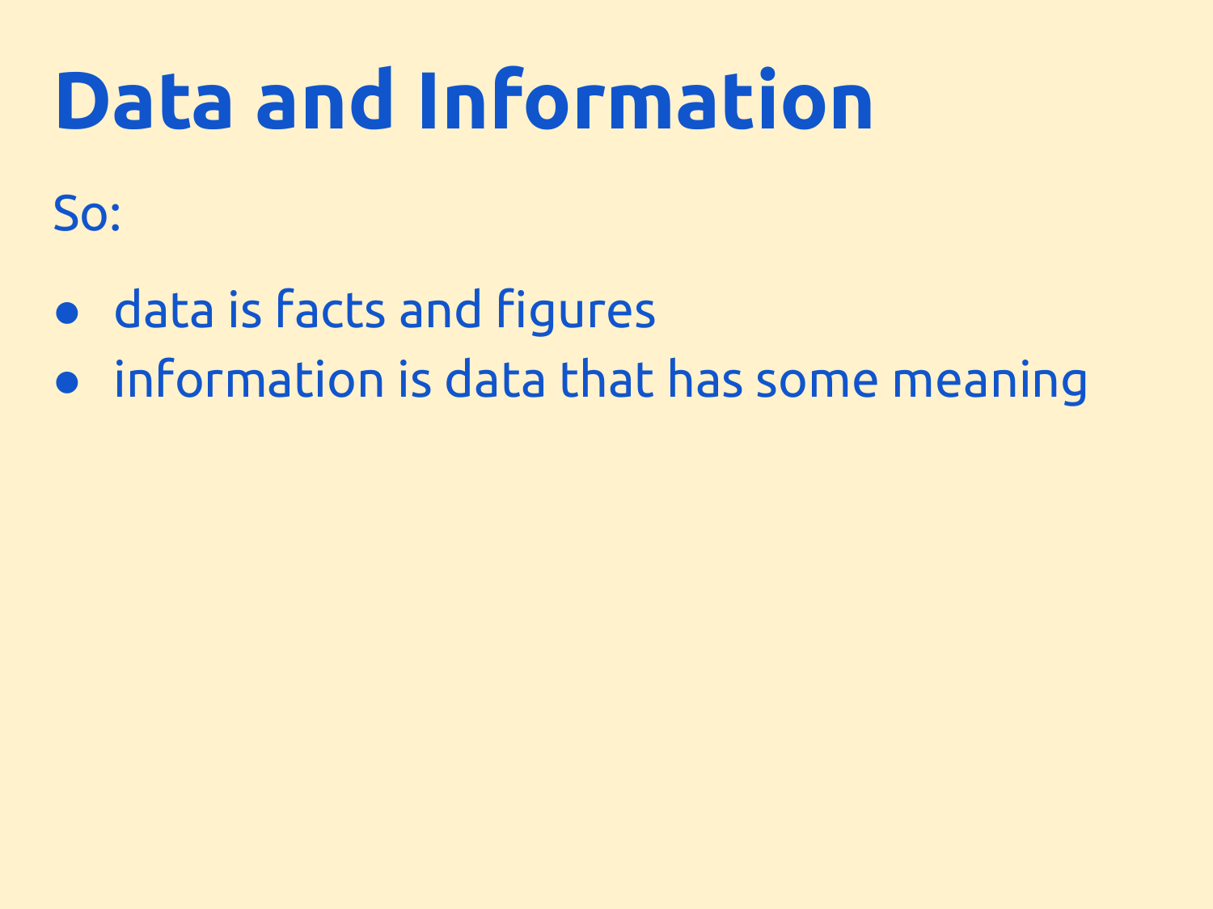# Data and Information

So:

- data is facts and figures
- information is data that has some meaning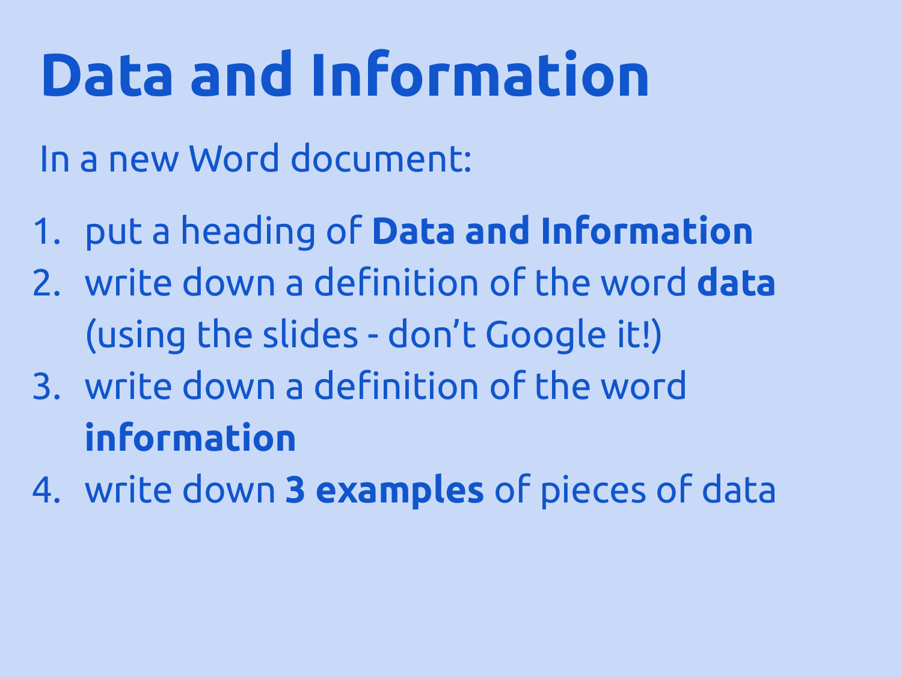# Data and Information

In a new Word document:

1. put a heading of **Data and Information**
2. write down a definition of the word **data** (using the slides - don't Google it!)
3. write down a definition of the word **information**
4. write down **3 examples** of pieces of data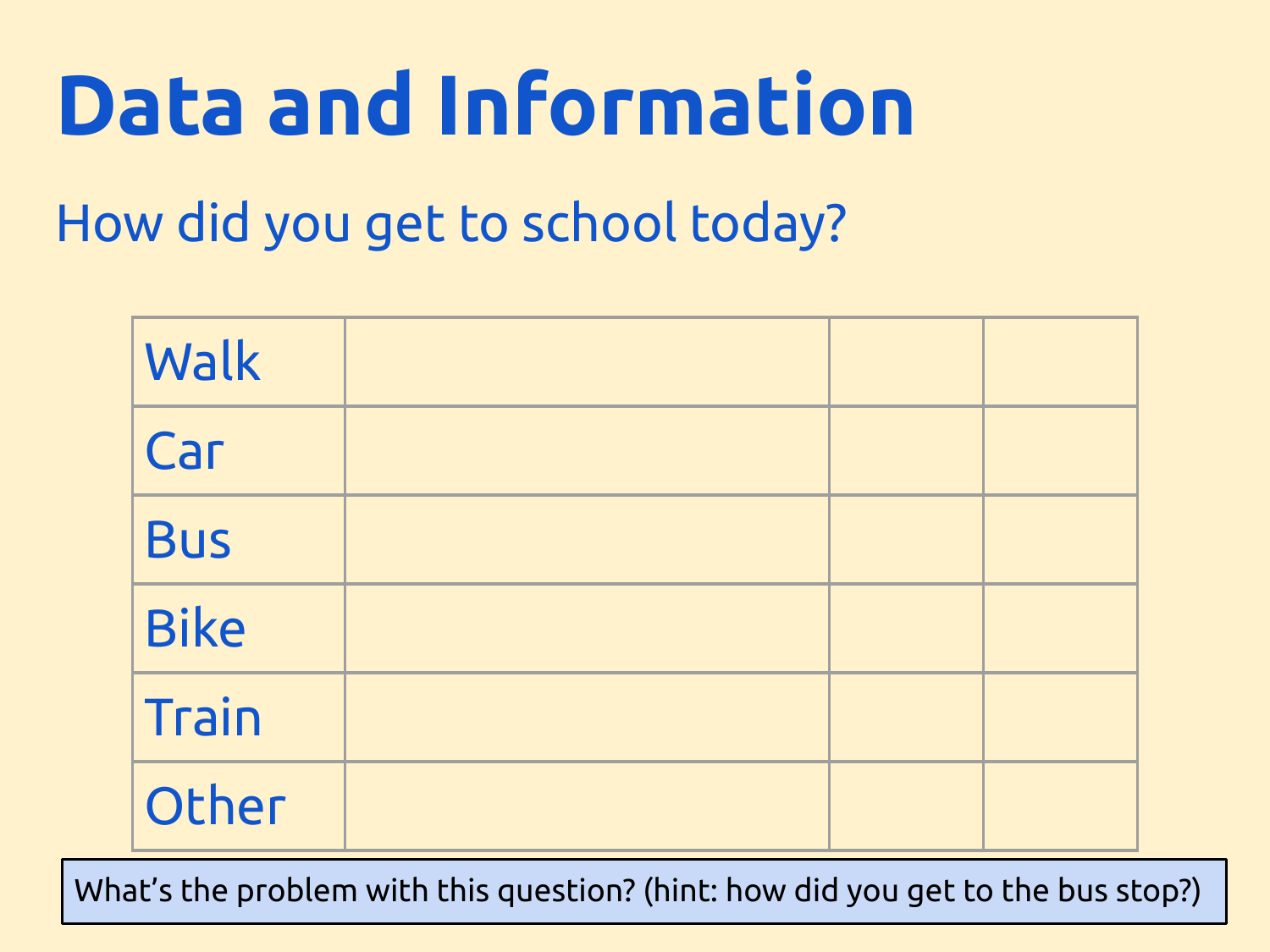# Data and Information

## How did you get to school today?

| | | | |
|---|---|---|---|
| Walk | | | |
| Car | | | |
| Bus | | | |
| Bike | | | |
| Train | | | |
| Other | | | |

What's the problem with this question? (hint: how did you get to the bus stop?)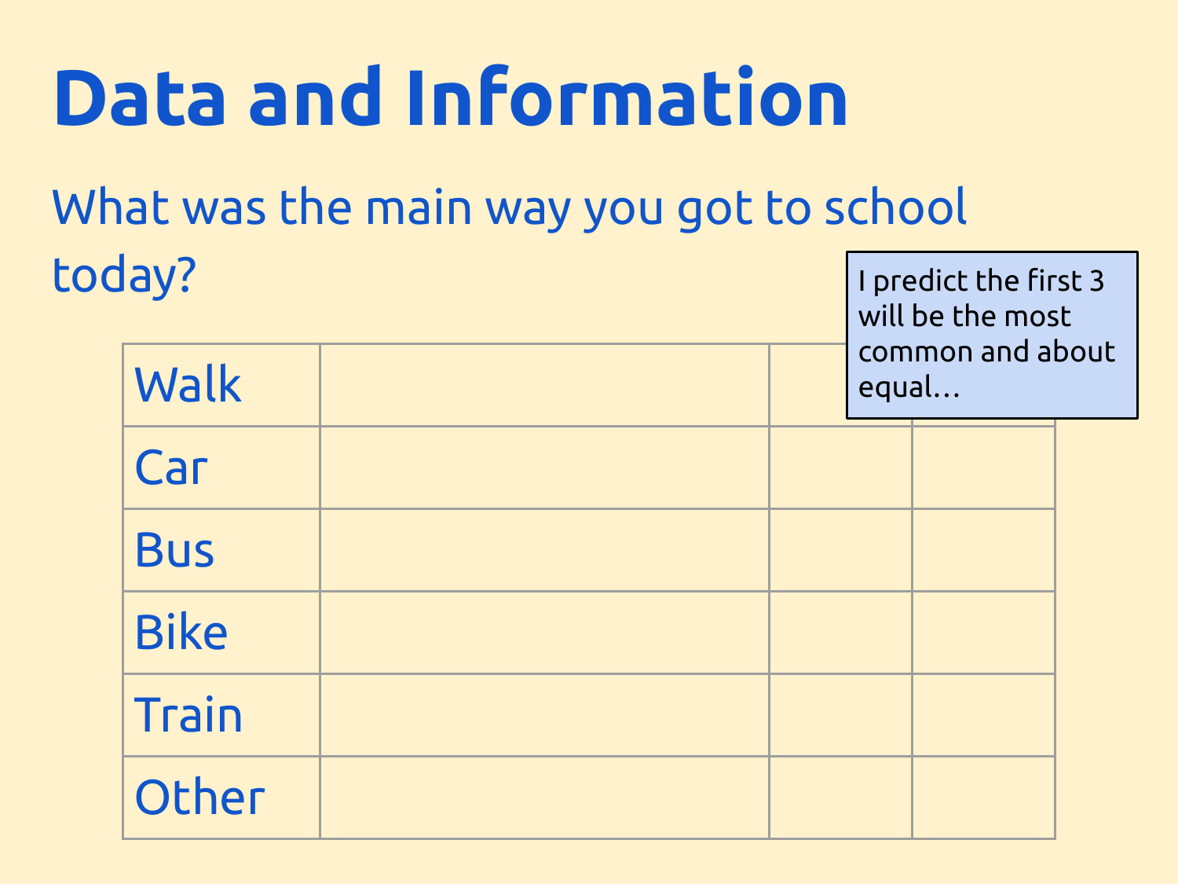# Data and Information

What was the main way you got to school today?

| | | | |
|---|---|---|---|
| Walk | | | |
| Car | | | |
| Bus | | | |
| Bike | | | |
| Train | | | |
| Other | | | |

I predict the first 3 will be the most common and about equal…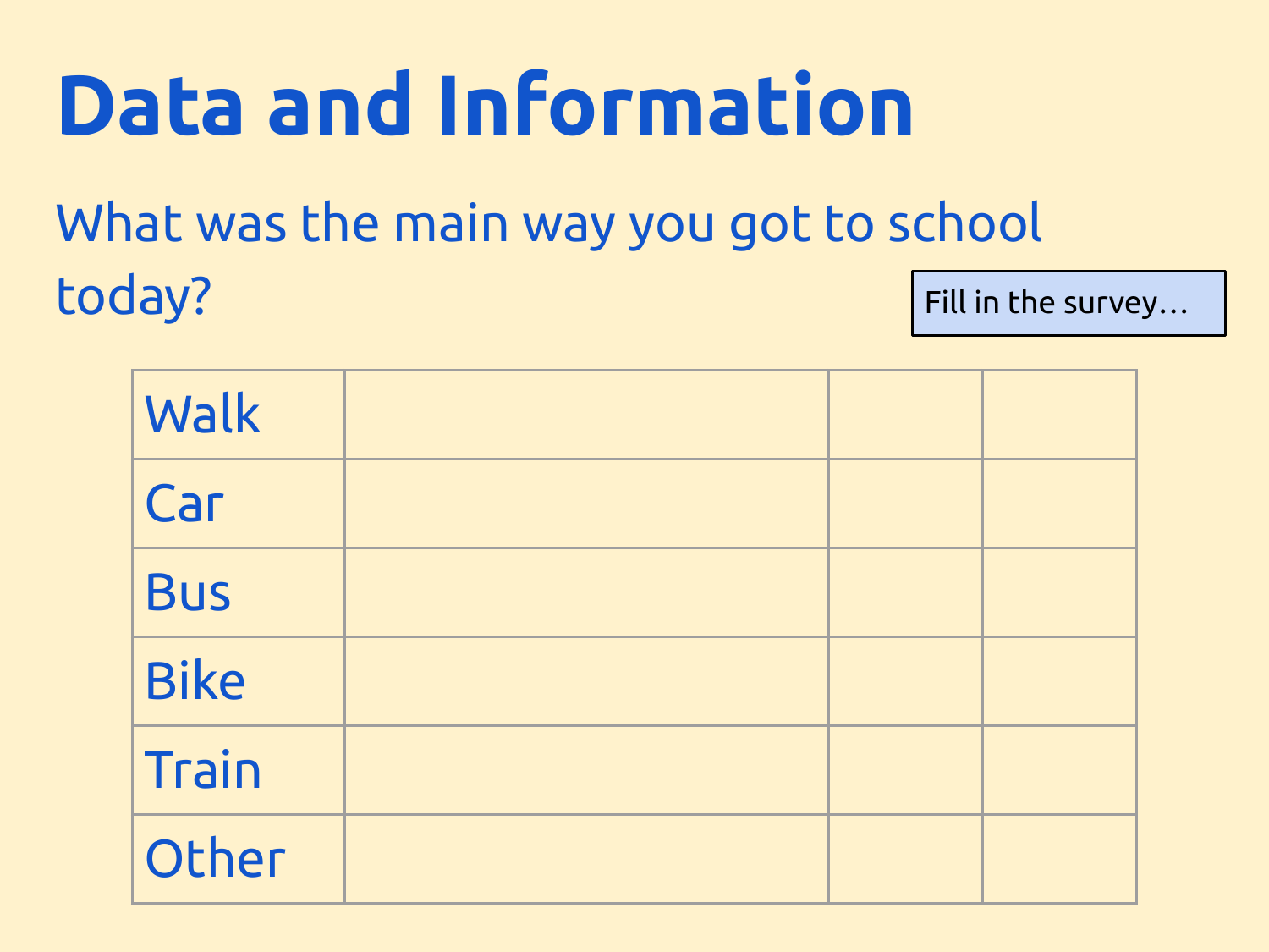# Data and Information

What was the main way you got to school today?

Fill in the survey…

| | | | |
|---|---|---|---|
| Walk | | | |
| Car | | | |
| Bus | | | |
| Bike | | | |
| Train | | | |
| Other | | | |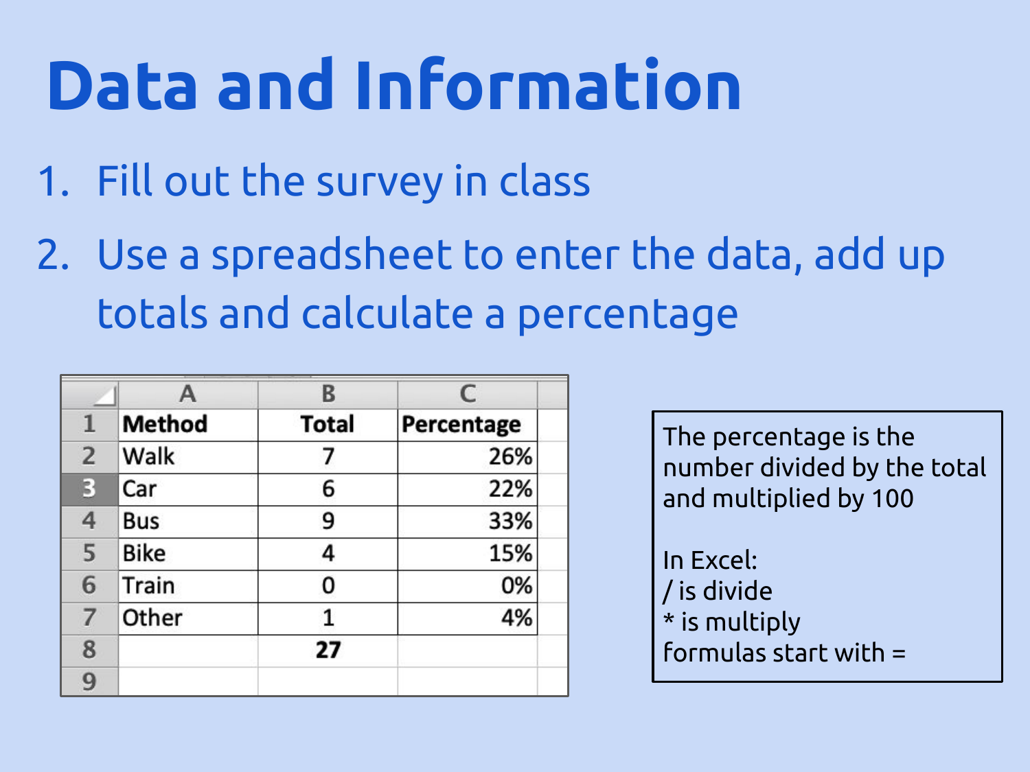# Data and Information

1. Fill out the survey in class
2. Use a spreadsheet to enter the data, add up totals and calculate a percentage

| | A | B | C |
|---|---|---|---|
| 1 | **Method** | **Total** | **Percentage** |
| 2 | Walk | 7 | 26% |
| 3 | Car | 6 | 22% |
| 4 | Bus | 9 | 33% |
| 5 | Bike | 4 | 15% |
| 6 | Train | 0 | 0% |
| 7 | Other | 1 | 4% |
| 8 | | **27** | |
| 9 | | | |

The percentage is the number divided by the total and multiplied by 100

In Excel:
/ is divide
* is multiply
formulas start with =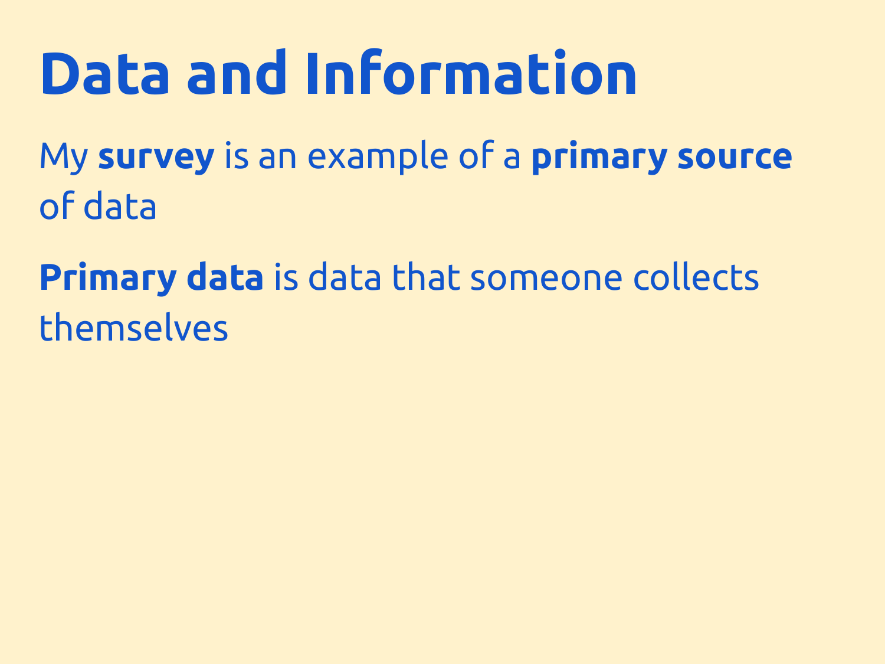# Data and Information

My **survey** is an example of a **primary source** of data

**Primary data** is data that someone collects themselves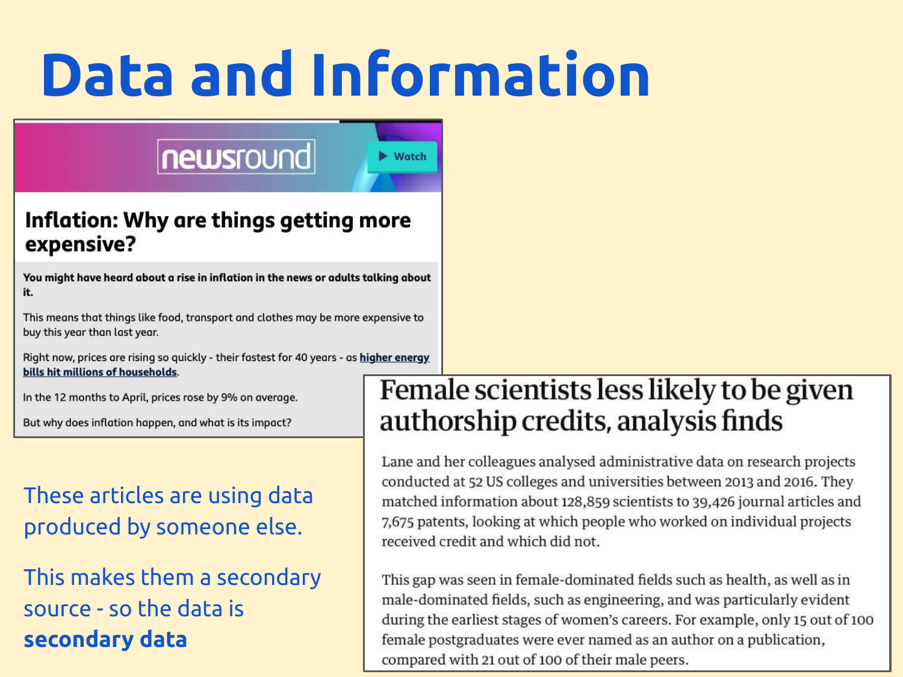# Data and Information

newsround

▶ Watch

## Inflation: Why are things getting more expensive?

**You might have heard about a rise in inflation in the news or adults talking about it.**

This means that things like food, transport and clothes may be more expensive to buy this year than last year.

Right now, prices are rising so quickly - their fastest for 40 years - as **higher energy bills hit millions of households**.

In the 12 months to April, prices rose by 9% on average.

But why does inflation happen, and what is its impact?

## Female scientists less likely to be given authorship credits, analysis finds

Lane and her colleagues analysed administrative data on research projects conducted at 52 US colleges and universities between 2013 and 2016. They matched information about 128,859 scientists to 39,426 journal articles and 7,675 patents, looking at which people who worked on individual projects received credit and which did not.

This gap was seen in female-dominated fields such as health, as well as in male-dominated fields, such as engineering, and was particularly evident during the earliest stages of women's careers. For example, only 15 out of 100 female postgraduates were ever named as an author on a publication, compared with 21 out of 100 of their male peers.

These articles are using data produced by someone else.

This makes them a secondary source - so the data is **secondary data**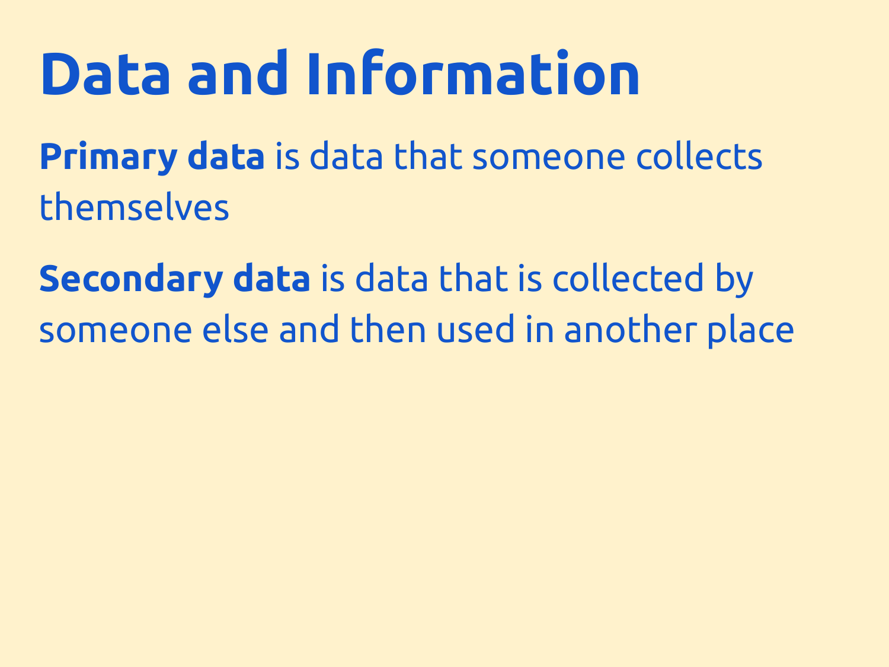# Data and Information

**Primary data** is data that someone collects themselves

**Secondary data** is data that is collected by someone else and then used in another place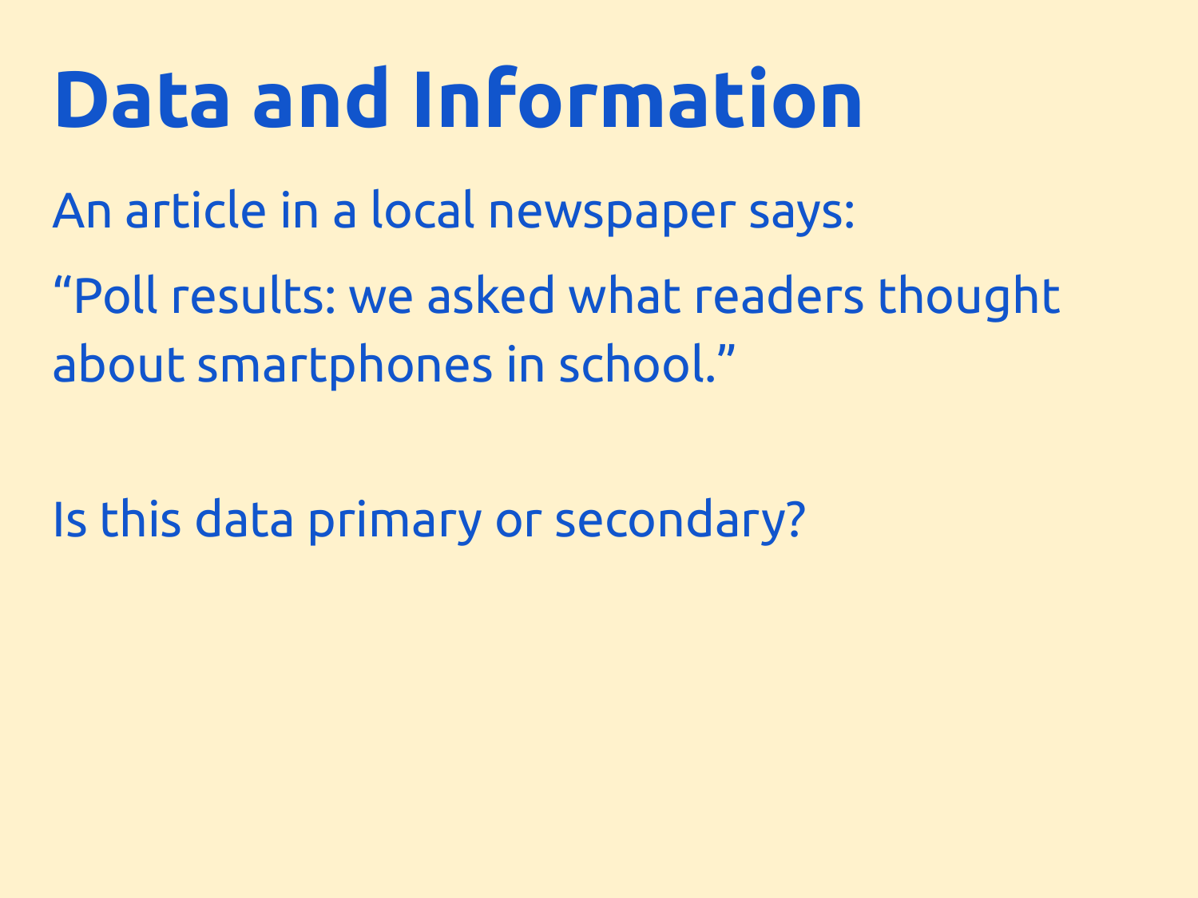# Data and Information

An article in a local newspaper says:

“Poll results: we asked what readers thought about smartphones in school.”

Is this data primary or secondary?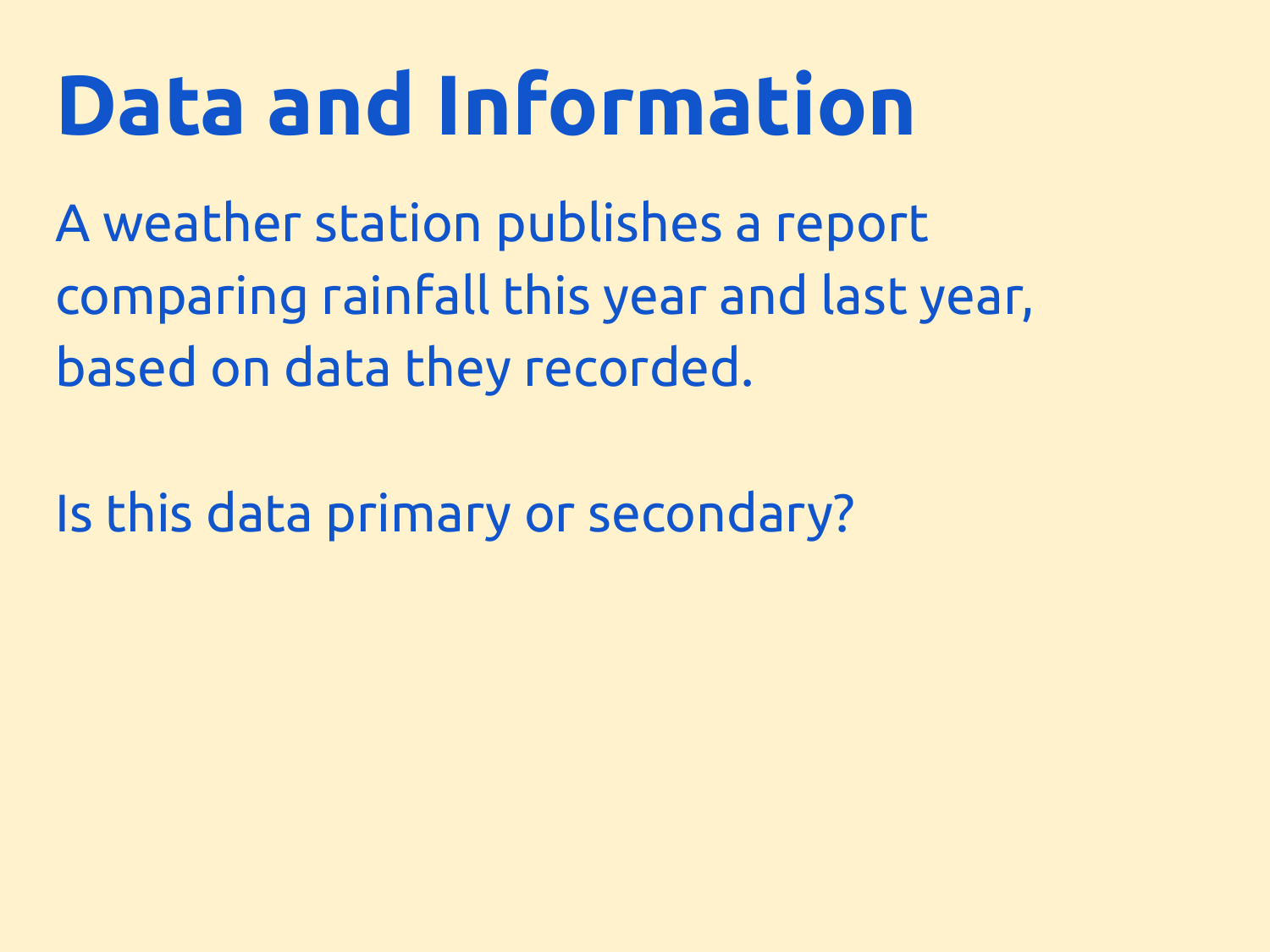# Data and Information

A weather station publishes a report comparing rainfall this year and last year, based on data they recorded.

Is this data primary or secondary?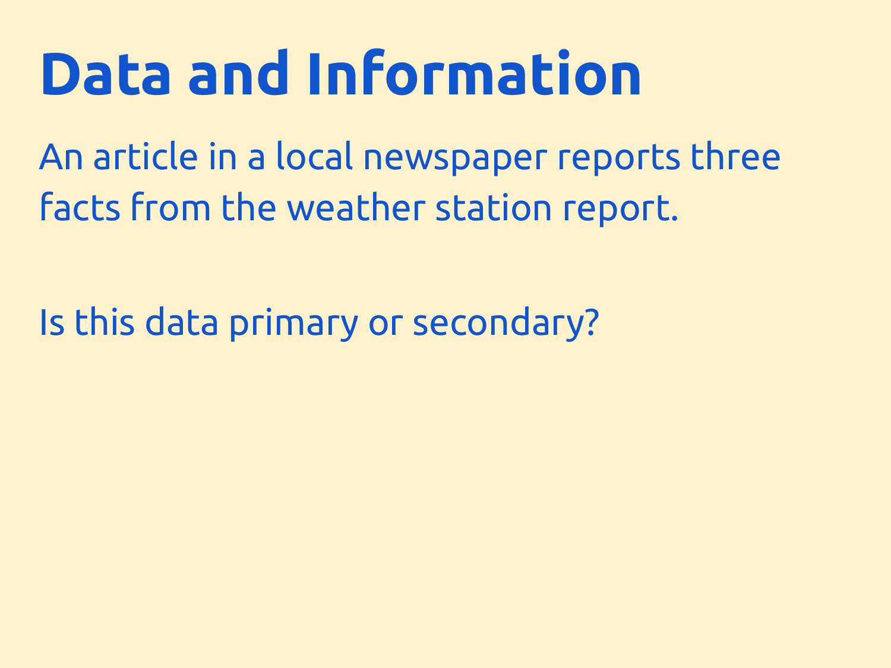# Data and Information

An article in a local newspaper reports three facts from the weather station report.

Is this data primary or secondary?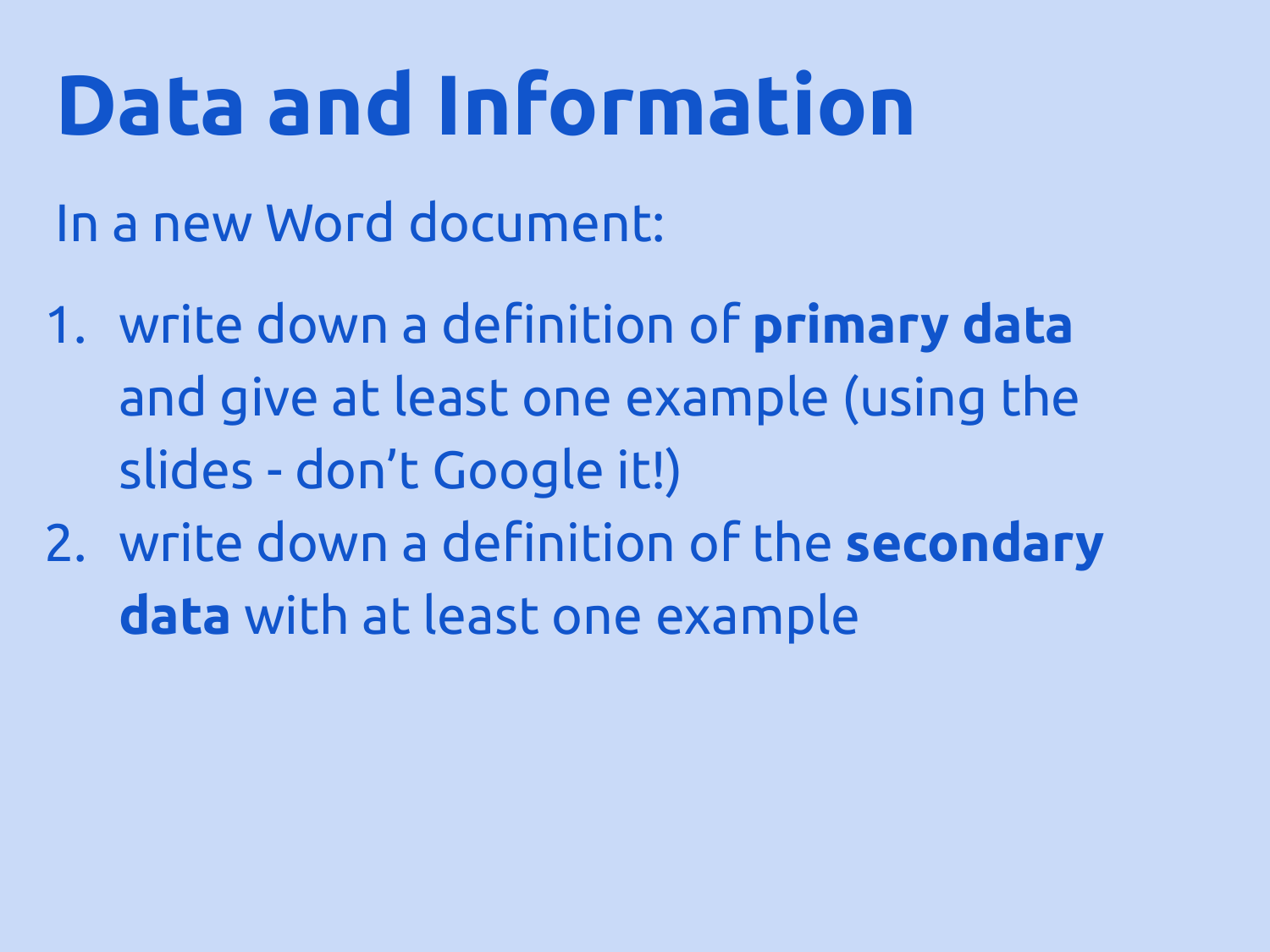# Data and Information

In a new Word document:

1. write down a definition of **primary data** and give at least one example (using the slides - don't Google it!)
2. write down a definition of the **secondary data** with at least one example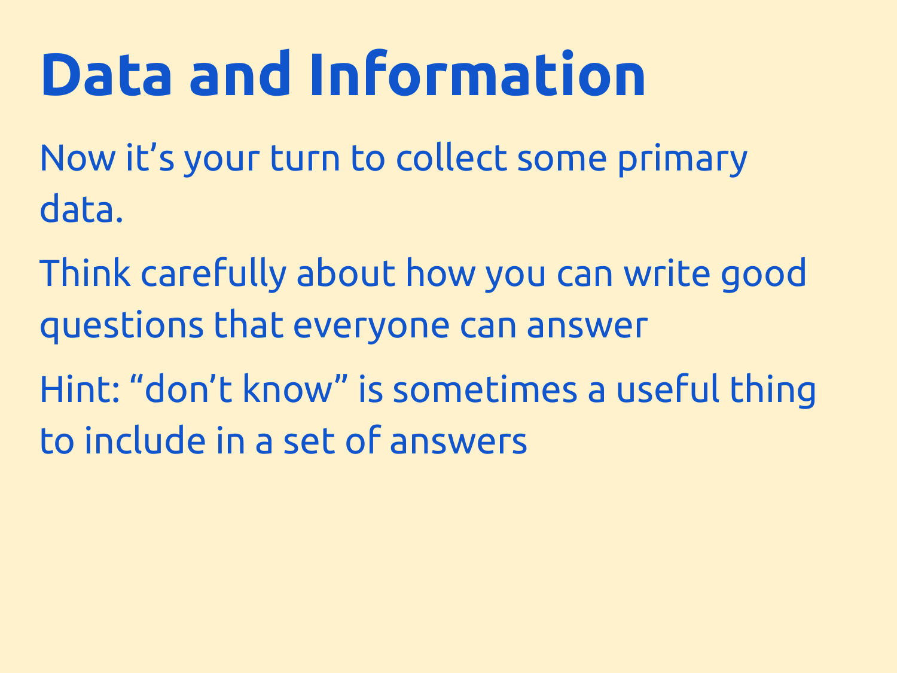# Data and Information

Now it’s your turn to collect some primary data.

Think carefully about how you can write good questions that everyone can answer

Hint: “don’t know” is sometimes a useful thing to include in a set of answers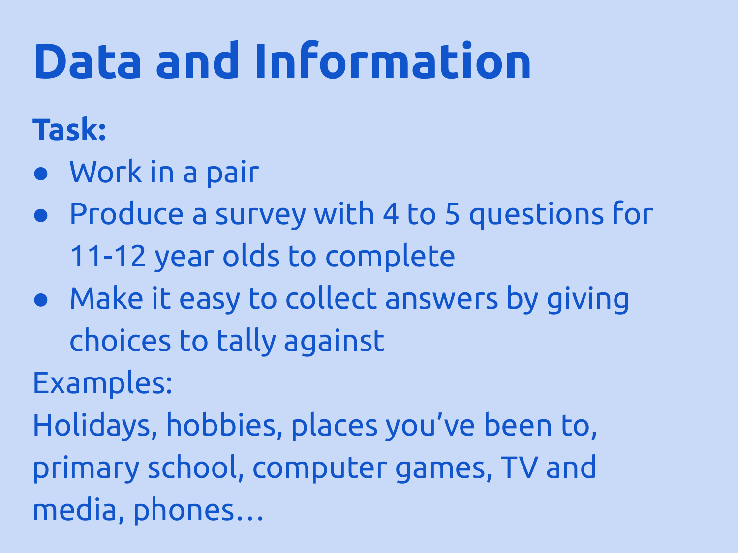# Data and Information

**Task:**

- Work in a pair
- Produce a survey with 4 to 5 questions for 11-12 year olds to complete
- Make it easy to collect answers by giving choices to tally against

Examples:

Holidays, hobbies, places you've been to, primary school, computer games, TV and media, phones…